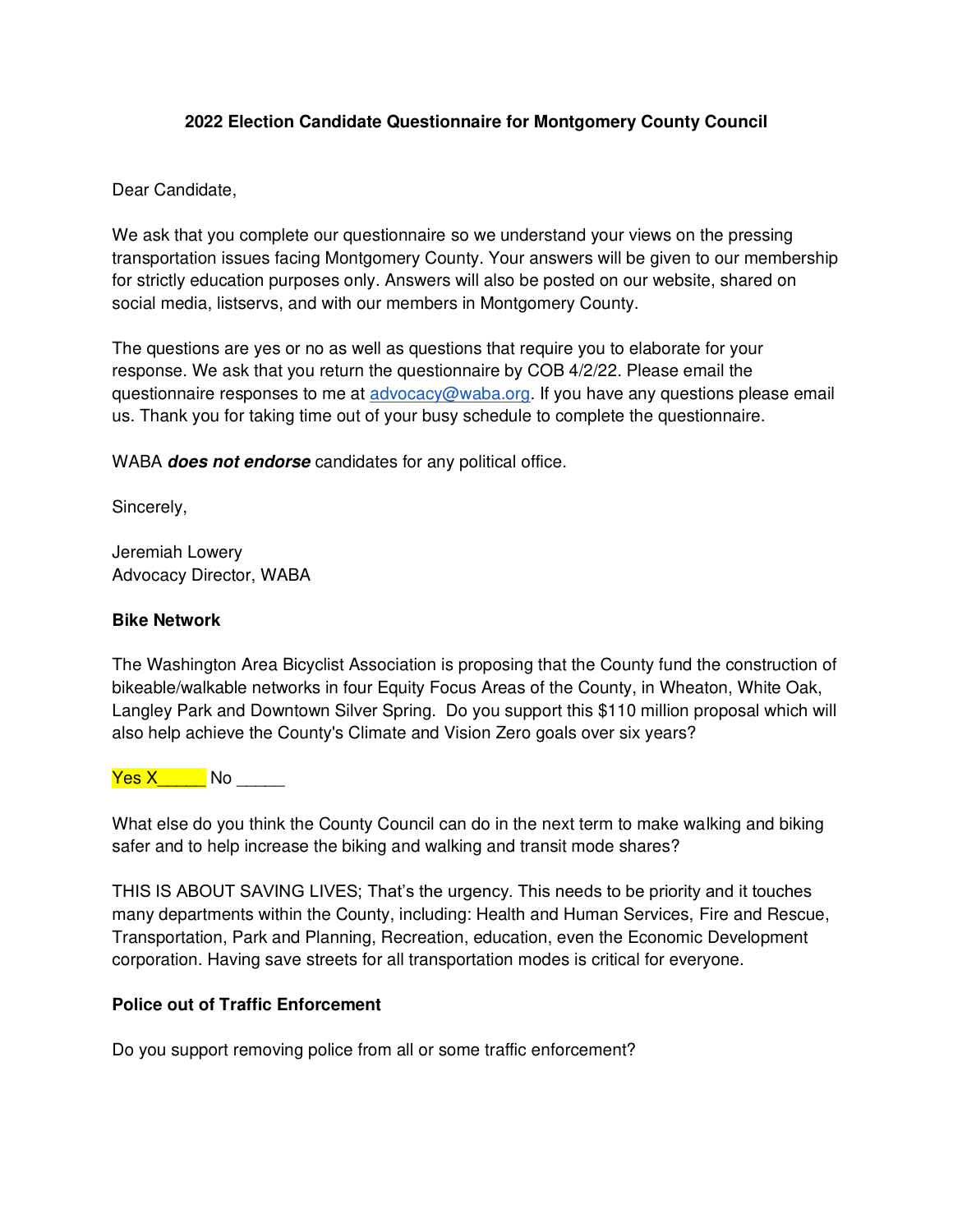**2022 Election Candidate Questionnaire for Montgomery County Council**

Dear Candidate,

We ask that you complete our questionnaire so we understand your views on the pressing transportation issues facing Montgomery County. Your answers will be given to our membership for strictly education purposes only. Answers will also be posted on our website, shared on social media, listservs, and with our members in Montgomery County.

The questions are yes or no as well as questions that require you to elaborate for your response. We ask that you return the questionnaire by COB 4/2/22. Please email the questionnaire responses to me at advocacy@waba.org. If you have any questions please email us. Thank you for taking time out of your busy schedule to complete the questionnaire.

WABA ***does not endorse*** candidates for any political office.

Sincerely,

Jeremiah Lowery
Advocacy Director, WABA

**Bike Network**

The Washington Area Bicyclist Association is proposing that the County fund the construction of bikeable/walkable networks in four Equity Focus Areas of the County, in Wheaton, White Oak, Langley Park and Downtown Silver Spring. Do you support this $110 million proposal which will also help achieve the County's Climate and Vision Zero goals over six years?

Yes X_____ No _____

What else do you think the County Council can do in the next term to make walking and biking safer and to help increase the biking and walking and transit mode shares?

THIS IS ABOUT SAVING LIVES; That's the urgency. This needs to be priority and it touches many departments within the County, including: Health and Human Services, Fire and Rescue, Transportation, Park and Planning, Recreation, education, even the Economic Development corporation. Having save streets for all transportation modes is critical for everyone.

**Police out of Traffic Enforcement**

Do you support removing police from all or some traffic enforcement?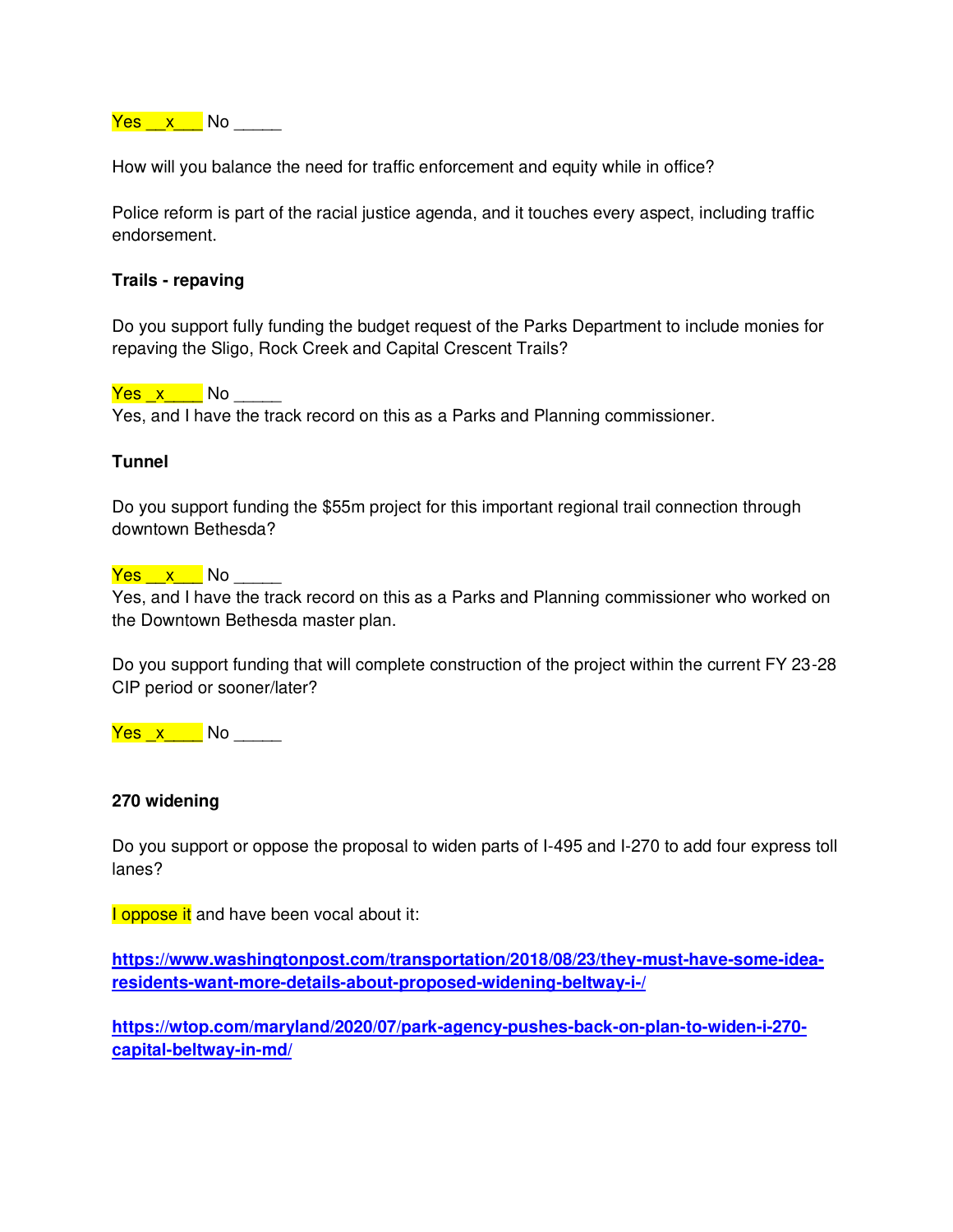Yes \_\_x\_\_\_ No \_\_\_\_\_

How will you balance the need for traffic enforcement and equity while in office?

Police reform is part of the racial justice agenda, and it touches every aspect, including traffic endorsement.

**Trails - repaving**

Do you support fully funding the budget request of the Parks Department to include monies for repaving the Sligo, Rock Creek and Capital Crescent Trails?

Yes \_x\_\_\_\_ No \_\_\_\_\_

Yes, and I have the track record on this as a Parks and Planning commissioner.

**Tunnel**

Do you support funding the $55m project for this important regional trail connection through downtown Bethesda?

Yes \_\_x\_\_\_ No \_\_\_\_\_

Yes, and I have the track record on this as a Parks and Planning commissioner who worked on the Downtown Bethesda master plan.

Do you support funding that will complete construction of the project within the current FY 23-28 CIP period or sooner/later?

Yes \_x\_\_\_\_ No \_\_\_\_\_

**270 widening**

Do you support or oppose the proposal to widen parts of I-495 and I-270 to add four express toll lanes?

I oppose it and have been vocal about it:

**https://www.washingtonpost.com/transportation/2018/08/23/they-must-have-some-idea-residents-want-more-details-about-proposed-widening-beltway-i-/**

**https://wtop.com/maryland/2020/07/park-agency-pushes-back-on-plan-to-widen-i-270-capital-beltway-in-md/**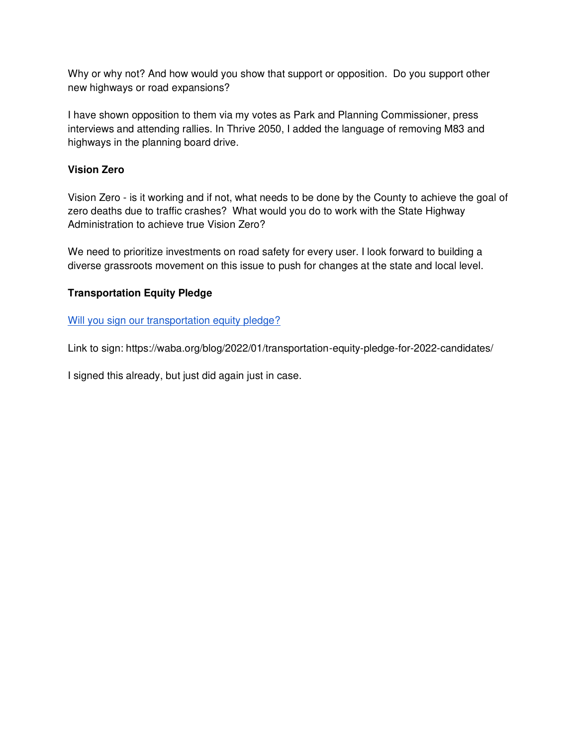Why or why not? And how would you show that support or opposition. Do you support other new highways or road expansions?

I have shown opposition to them via my votes as Park and Planning Commissioner, press interviews and attending rallies. In Thrive 2050, I added the language of removing M83 and highways in the planning board drive.

**Vision Zero**

Vision Zero - is it working and if not, what needs to be done by the County to achieve the goal of zero deaths due to traffic crashes? What would you do to work with the State Highway Administration to achieve true Vision Zero?

We need to prioritize investments on road safety for every user. I look forward to building a diverse grassroots movement on this issue to push for changes at the state and local level.

**Transportation Equity Pledge**

[Will you sign our transportation equity pledge?](https://waba.org/blog/2022/01/transportation-equity-pledge-for-2022-candidates/)

Link to sign: https://waba.org/blog/2022/01/transportation-equity-pledge-for-2022-candidates/

I signed this already, but just did again just in case.